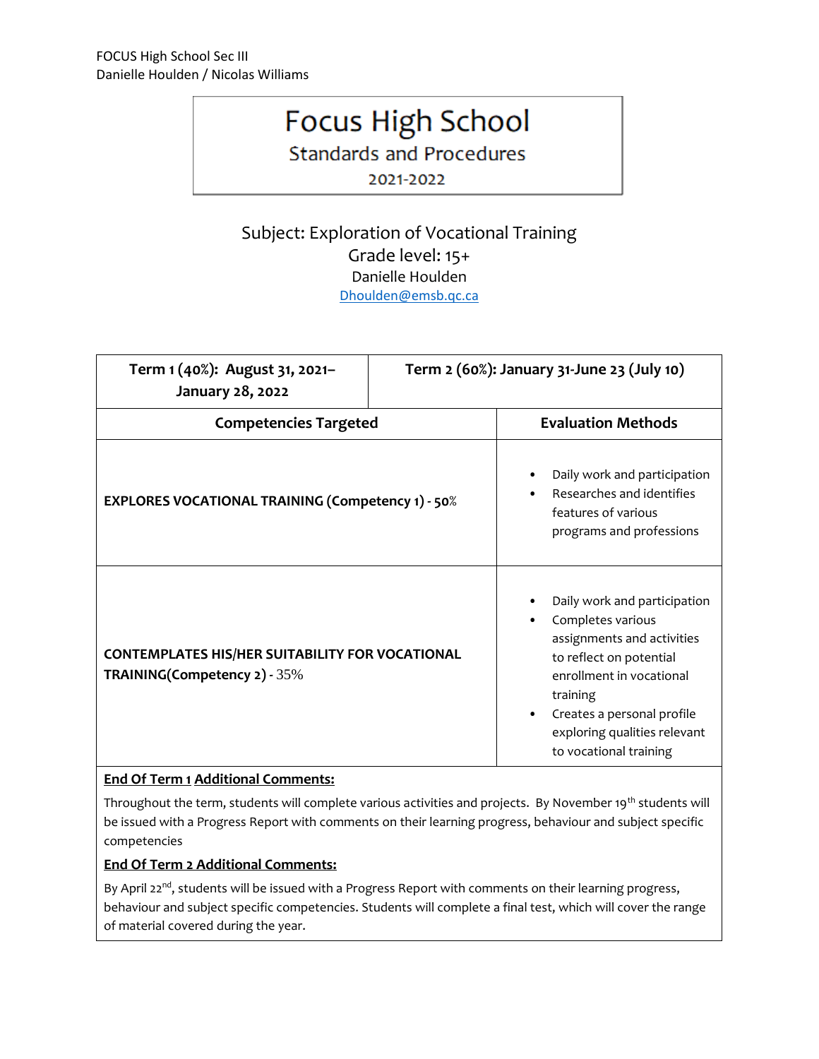FOCUS High School Sec III
Danielle Houlden / Nicolas Williams

# Focus High School

## Standards and Procedures

2021-2022

Subject: Exploration of Vocational Training
Grade level: 15+
Danielle Houlden
Dhoulden@emsb.qc.ca

| **Term 1 (40%): August 31, 2021–January 28, 2022** | **Term 2 (60%): January 31-June 23 (July 10)** |
|---|---|
| **Competencies Targeted** | **Evaluation Methods** |
| **EXPLORES VOCATIONAL TRAINING (Competency 1) - 50%** | • Daily work and participation<br>• Researches and identifies features of various programs and professions |
| **CONTEMPLATES HIS/HER SUITABILITY FOR VOCATIONAL TRAINING(Competency 2) -** 35% | • Daily work and participation<br>• Completes various assignments and activities to reflect on potential enrollment in vocational training<br>• Creates a personal profile exploring qualities relevant to vocational training |

**End Of Term 1 Additional Comments:**

Throughout the term, students will complete various activities and projects. By November 19th students will be issued with a Progress Report with comments on their learning progress, behaviour and subject specific competencies

**End Of Term 2 Additional Comments:**

By April 22nd, students will be issued with a Progress Report with comments on their learning progress, behaviour and subject specific competencies. Students will complete a final test, which will cover the range of material covered during the year.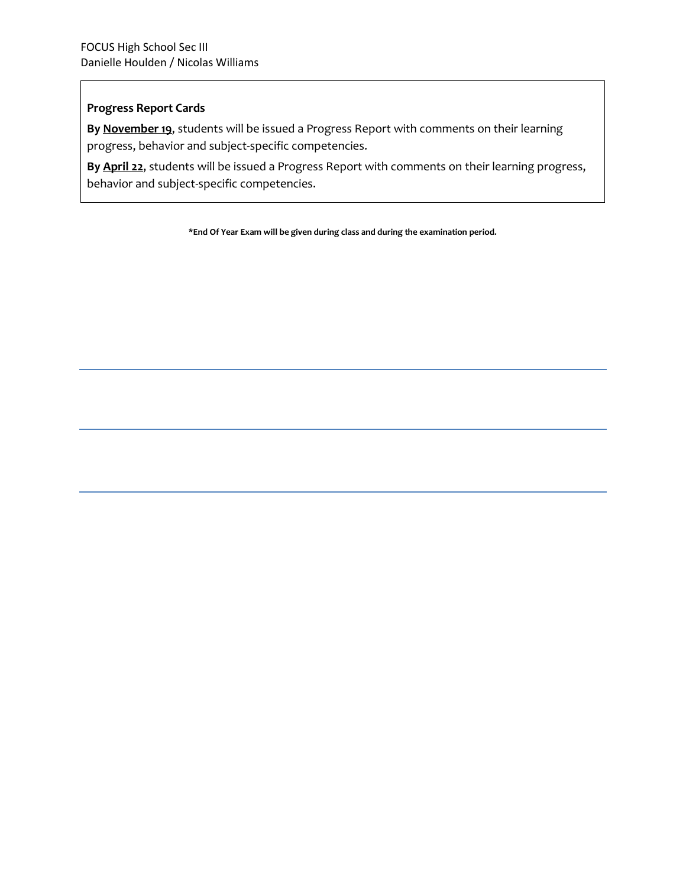FOCUS High School Sec III
Danielle Houlden / Nicolas Williams

**Progress Report Cards**

**By November 19**, students will be issued a Progress Report with comments on their learning progress, behavior and subject-specific competencies.

**By April 22**, students will be issued a Progress Report with comments on their learning progress, behavior and subject-specific competencies.

**\*End Of Year Exam will be given during class and during the examination period.**